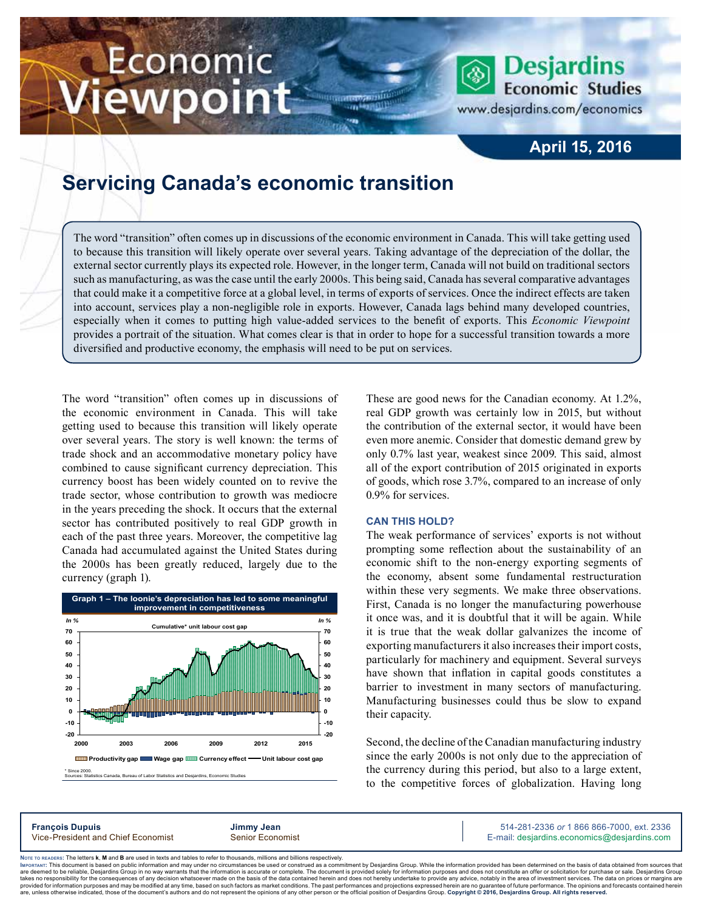# Economic Viewpoint

**Desjardins Economic Studies**
www.desjardins.com/economics

**April 15, 2016**

## Servicing Canada's economic transition

The word "transition" often comes up in discussions of the economic environment in Canada. This will take getting used to because this transition will likely operate over several years. Taking advantage of the depreciation of the dollar, the external sector currently plays its expected role. However, in the longer term, Canada will not build on traditional sectors such as manufacturing, as was the case until the early 2000s. This being said, Canada has several comparative advantages that could make it a competitive force at a global level, in terms of exports of services. Once the indirect effects are taken into account, services play a non-negligible role in exports. However, Canada lags behind many developed countries, especially when it comes to putting high value-added services to the benefit of exports. This *Economic Viewpoint* provides a portrait of the situation. What comes clear is that in order to hope for a successful transition towards a more diversified and productive economy, the emphasis will need to be put on services.

The word "transition" often comes up in discussions of the economic environment in Canada. This will take getting used to because this transition will likely operate over several years. The story is well known: the terms of trade shock and an accommodative monetary policy have combined to cause significant currency depreciation. This currency boost has been widely counted on to revive the trade sector, whose contribution to growth was mediocre in the years preceding the shock. It occurs that the external sector has contributed positively to real GDP growth in each of the past three years. Moreover, the competitive lag Canada had accumulated against the United States during the 2000s has been greatly reduced, largely due to the currency (graph 1).

**Graph 1 – The loonie's depreciation has led to some meaningful improvement in competitiveness**

Cumulative* unit labour cost gap

Productivity gap | Wage gap | Currency effect | Unit labour cost gap

\* Since 2000.
Sources: Statistics Canada, Bureau of Labor Statistics and Desjardins, Economic Studies

These are good news for the Canadian economy. At 1.2%, real GDP growth was certainly low in 2015, but without the contribution of the external sector, it would have been even more anemic. Consider that domestic demand grew by only 0.7% last year, weakest since 2009. This said, almost all of the export contribution of 2015 originated in exports of goods, which rose 3.7%, compared to an increase of only 0.9% for services.

### CAN THIS HOLD?

The weak performance of services' exports is not without prompting some reflection about the sustainability of an economic shift to the non-energy exporting segments of the economy, absent some fundamental restructuration within these very segments. We make three observations. First, Canada is no longer the manufacturing powerhouse it once was, and it is doubtful that it will be again. While it is true that the weak dollar galvanizes the income of exporting manufacturers it also increases their import costs, particularly for machinery and equipment. Several surveys have shown that inflation in capital goods constitutes a barrier to investment in many sectors of manufacturing. Manufacturing businesses could thus be slow to expand their capacity.

Second, the decline of the Canadian manufacturing industry since the early 2000s is not only due to the appreciation of the currency during this period, but also to a large extent, to the competitive forces of globalization. Having long

**François Dupuis**
Vice-President and Chief Economist

**Jimmy Jean**
Senior Economist

514-281-2336 *or* 1 866 866-7000, ext. 2336
E-mail: desjardins.economics@desjardins.com

Note to readers: The letters **k**, **M** and **B** are used in texts and tables to refer to thousands, millions and billions respectively.
Important: This document is based on public information and may under no circumstances be used or construed as a commitment by Desjardins Group. While the information provided has been determined on the basis of data obtained from sources that are deemed to be reliable, Desjardins Group in no way warrants that the information is accurate or complete. The document is provided solely for information purposes and does not constitute an offer or solicitation for purchase or sale. Desjardins Group takes no responsibility for the consequences of any decision whatsoever made on the basis of the data contained herein and does not hereby undertake to provide any advice, notably in the area of investment services. The data on prices or margins are provided for information purposes and may be modified at any time, based on such factors as market conditions. The past performances and projections expressed herein are no guarantee of future performance. The opinions and forecasts contained herein are, unless otherwise indicated, those of the document's authors and do not represent the opinions of any other person or the official position of Desjardins Group. **Copyright © 2016, Desjardins Group. All rights reserved.**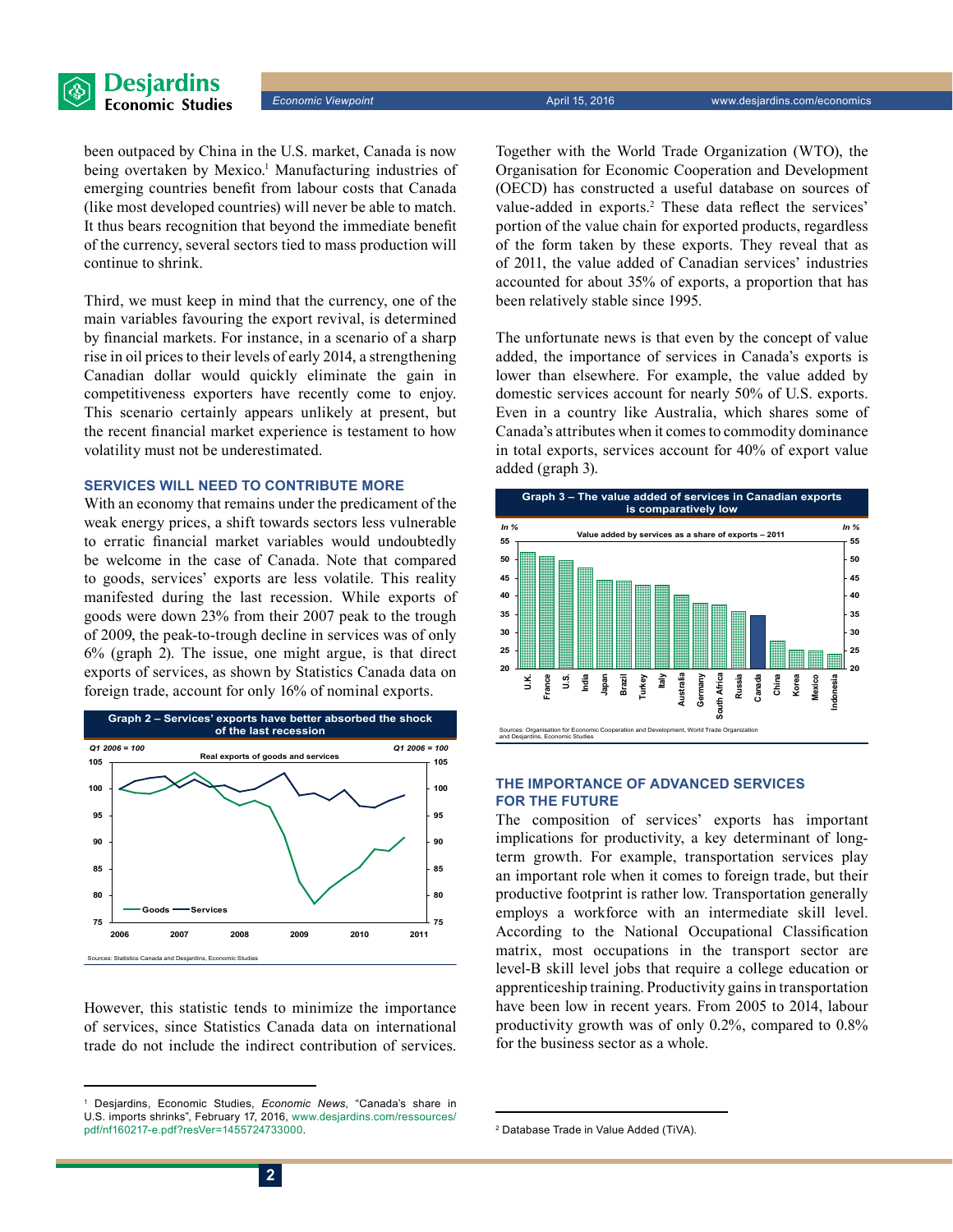been outpaced by China in the U.S. market, Canada is now being overtaken by Mexico.[1] Manufacturing industries of emerging countries benefit from labour costs that Canada (like most developed countries) will never be able to match. It thus bears recognition that beyond the immediate benefit of the currency, several sectors tied to mass production will continue to shrink.

Third, we must keep in mind that the currency, one of the main variables favouring the export revival, is determined by financial markets. For instance, in a scenario of a sharp rise in oil prices to their levels of early 2014, a strengthening Canadian dollar would quickly eliminate the gain in competitiveness exporters have recently come to enjoy. This scenario certainly appears unlikely at present, but the recent financial market experience is testament to how volatility must not be underestimated.

## SERVICES WILL NEED TO CONTRIBUTE MORE

With an economy that remains under the predicament of the weak energy prices, a shift towards sectors less vulnerable to erratic financial market variables would undoubtedly be welcome in the case of Canada. Note that compared to goods, services' exports are less volatile. This reality manifested during the last recession. While exports of goods were down 23% from their 2007 peak to the trough of 2009, the peak-to-trough decline in services was of only 6% (graph 2). The issue, one might argue, is that direct exports of services, as shown by Statistics Canada data on foreign trade, account for only 16% of nominal exports.

**Graph 2 – Services' exports have better absorbed the shock of the last recession**

Sources: Statistics Canada and Desjardins, Economic Studies

However, this statistic tends to minimize the importance of services, since Statistics Canada data on international trade do not include the indirect contribution of services. Together with the World Trade Organization (WTO), the Organisation for Economic Cooperation and Development (OECD) has constructed a useful database on sources of value-added in exports.[2] These data reflect the services' portion of the value chain for exported products, regardless of the form taken by these exports. They reveal that as of 2011, the value added of Canadian services' industries accounted for about 35% of exports, a proportion that has been relatively stable since 1995.

The unfortunate news is that even by the concept of value added, the importance of services in Canada's exports is lower than elsewhere. For example, the value added by domestic services account for nearly 50% of U.S. exports. Even in a country like Australia, which shares some of Canada's attributes when it comes to commodity dominance in total exports, services account for 40% of export value added (graph 3).

**Graph 3 – The value added of services in Canadian exports is comparatively low**

Sources: Organisation for Economic Cooperation and Development, World Trade Organization and Desjardins, Economic Studies

## THE IMPORTANCE OF ADVANCED SERVICES FOR THE FUTURE

The composition of services' exports has important implications for productivity, a key determinant of long-term growth. For example, transportation services play an important role when it comes to foreign trade, but their productive footprint is rather low. Transportation generally employs a workforce with an intermediate skill level. According to the National Occupational Classification matrix, most occupations in the transport sector are level-B skill level jobs that require a college education or apprenticeship training. Productivity gains in transportation have been low in recent years. From 2005 to 2014, labour productivity growth was of only 0.2%, compared to 0.8% for the business sector as a whole.

---

[1] Desjardins, Economic Studies, *Economic News*, "Canada's share in U.S. imports shrinks", February 17, 2016, www.desjardins.com/ressources/pdf/nf160217-e.pdf?resVer=1455724733000.

[2] Database Trade in Value Added (TiVA).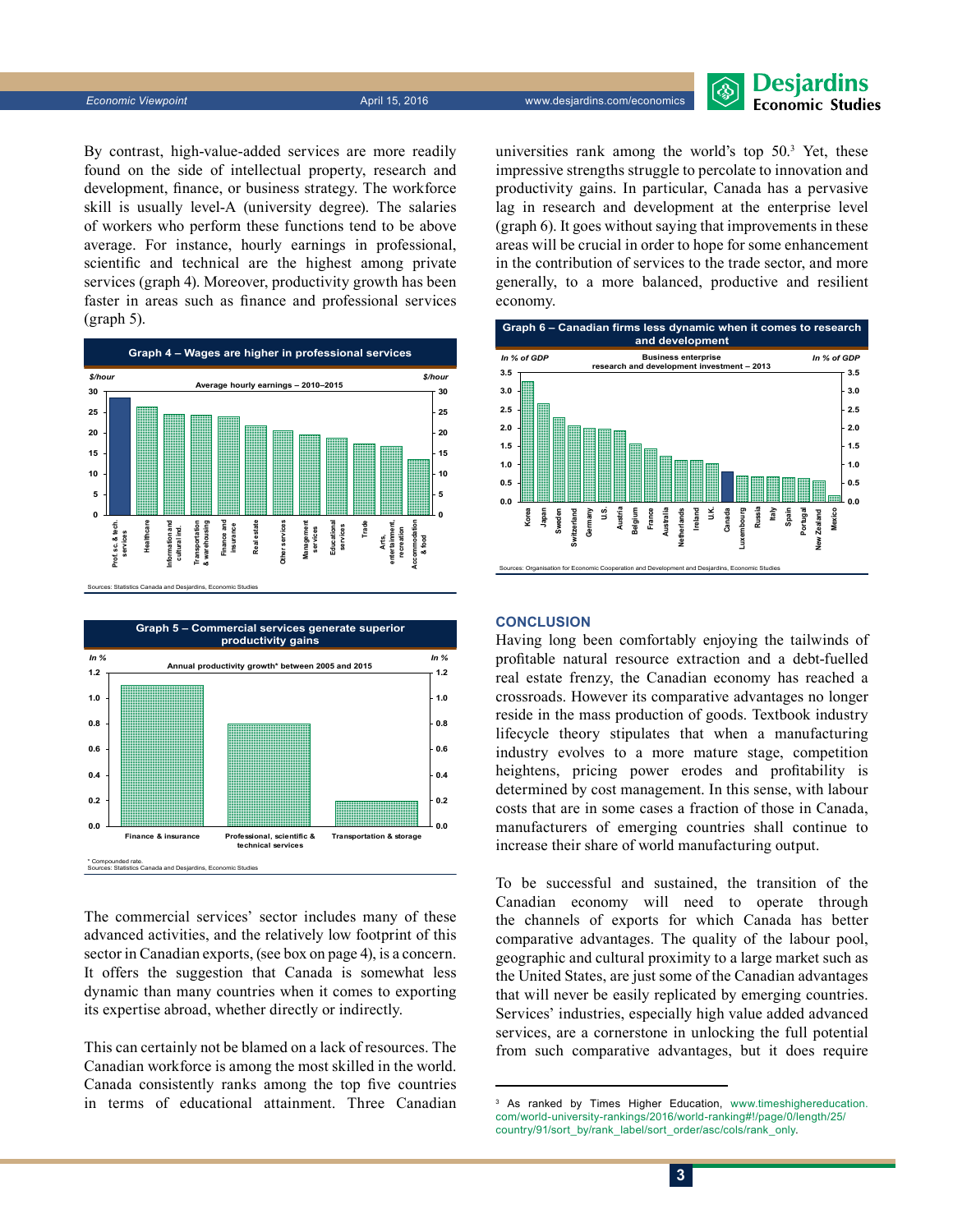By contrast, high-value-added services are more readily found on the side of intellectual property, research and development, finance, or business strategy. The workforce skill is usually level-A (university degree). The salaries of workers who perform these functions tend to be above average. For instance, hourly earnings in professional, scientific and technical are the highest among private services (graph 4). Moreover, productivity growth has been faster in areas such as finance and professional services (graph 5).

**Graph 4 – Wages are higher in professional services**

Average hourly earnings – 2010–2015 ($/hour)

Sources: Statistics Canada and Desjardins, Economic Studies

**Graph 5 – Commercial services generate superior productivity gains**

Annual productivity growth* between 2005 and 2015 (In %)

\* Compounded rate.
Sources: Statistics Canada and Desjardins, Economic Studies

The commercial services' sector includes many of these advanced activities, and the relatively low footprint of this sector in Canadian exports, (see box on page 4), is a concern. It offers the suggestion that Canada is somewhat less dynamic than many countries when it comes to exporting its expertise abroad, whether directly or indirectly.

This can certainly not be blamed on a lack of resources. The Canadian workforce is among the most skilled in the world. Canada consistently ranks among the top five countries in terms of educational attainment. Three Canadian universities rank among the world's top 50.[3] Yet, these impressive strengths struggle to percolate to innovation and productivity gains. In particular, Canada has a pervasive lag in research and development at the enterprise level (graph 6). It goes without saying that improvements in these areas will be crucial in order to hope for some enhancement in the contribution of services to the trade sector, and more generally, to a more balanced, productive and resilient economy.

**Graph 6 – Canadian firms less dynamic when it comes to research and development**

Business enterprise research and development investment – 2013 (In % of GDP)

Sources: Organisation for Economic Cooperation and Development and Desjardins, Economic Studies

## CONCLUSION

Having long been comfortably enjoying the tailwinds of profitable natural resource extraction and a debt-fuelled real estate frenzy, the Canadian economy has reached a crossroads. However its comparative advantages no longer reside in the mass production of goods. Textbook industry lifecycle theory stipulates that when a manufacturing industry evolves to a more mature stage, competition heightens, pricing power erodes and profitability is determined by cost management. In this sense, with labour costs that are in some cases a fraction of those in Canada, manufacturers of emerging countries shall continue to increase their share of world manufacturing output.

To be successful and sustained, the transition of the Canadian economy will need to operate through the channels of exports for which Canada has better comparative advantages. The quality of the labour pool, geographic and cultural proximity to a large market such as the United States, are just some of the Canadian advantages that will never be easily replicated by emerging countries. Services' industries, especially high value added advanced services, are a cornerstone in unlocking the full potential from such comparative advantages, but it does require

---

[3] As ranked by Times Higher Education, www.timeshighereducation.com/world-university-rankings/2016/world-ranking#!/page/0/length/25/country/91/sort_by/rank_label/sort_order/asc/cols/rank_only.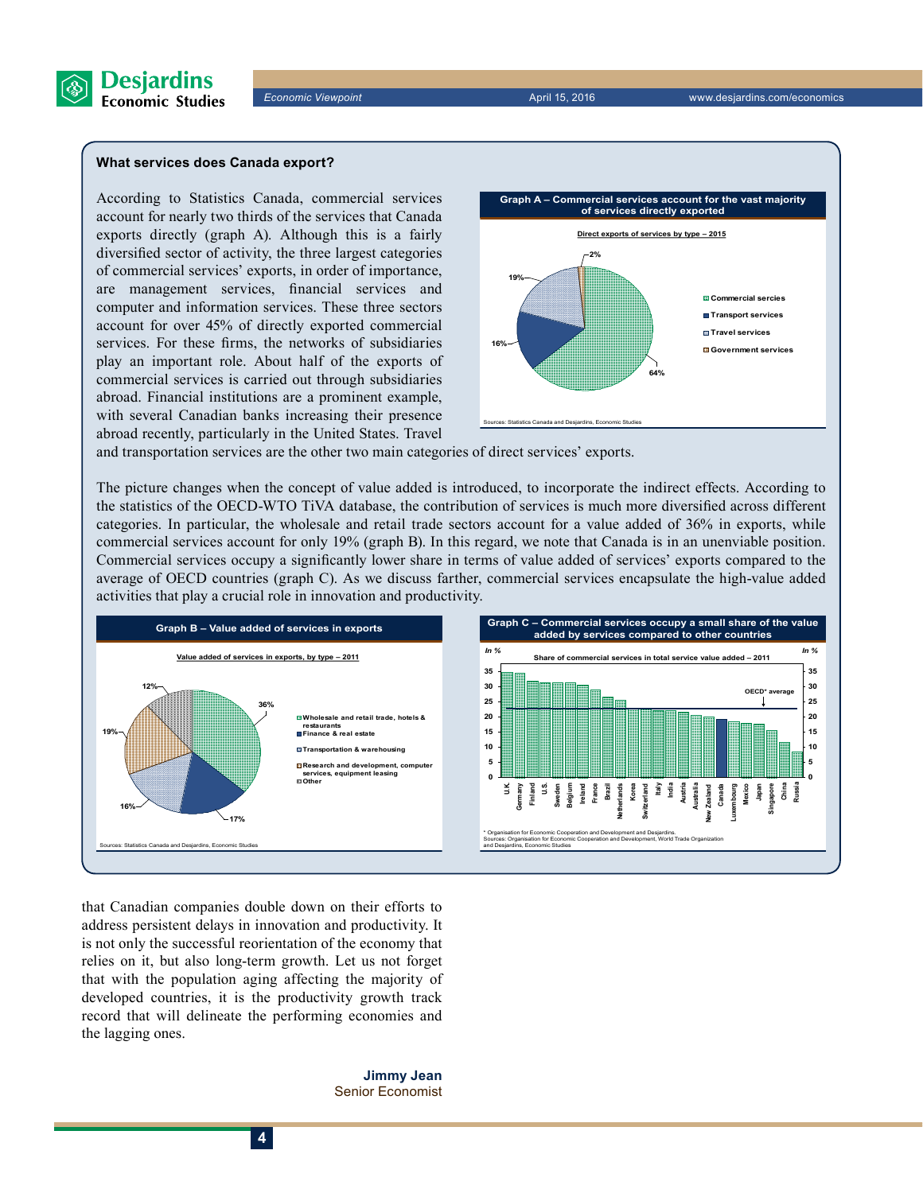### What services does Canada export?

According to Statistics Canada, commercial services account for nearly two thirds of the services that Canada exports directly (graph A). Although this is a fairly diversified sector of activity, the three largest categories of commercial services' exports, in order of importance, are management services, financial services and computer and information services. These three sectors account for over 45% of directly exported commercial services. For these firms, the networks of subsidiaries play an important role. About half of the exports of commercial services is carried out through subsidiaries abroad. Financial institutions are a prominent example, with several Canadian banks increasing their presence abroad recently, particularly in the United States. Travel and transportation services are the other two main categories of direct services' exports.

**Graph A – Commercial services account for the vast majority of services directly exported**

Direct exports of services by type – 2015

2%
19%
16%
64%

Commercial sercies
Transport services
Travel services
Government services

Sources: Statistics Canada and Desjardins, Economic Studies

The picture changes when the concept of value added is introduced, to incorporate the indirect effects. According to the statistics of the OECD-WTO TiVA database, the contribution of services is much more diversified across different categories. In particular, the wholesale and retail trade sectors account for a value added of 36% in exports, while commercial services account for only 19% (graph B). In this regard, we note that Canada is in an unenviable position. Commercial services occupy a significantly lower share in terms of value added of services' exports compared to the average of OECD countries (graph C). As we discuss farther, commercial services encapsulate the high-value added activities that play a crucial role in innovation and productivity.

**Graph B – Value added of services in exports**

Value added of services in exports, by type – 2011

12%
36%
19%
16%
17%

Wholesale and retail trade, hotels & restaurants
Finance & real estate
Transportation & warehousing
Research and development, computer services, equipment leasing
Other

Sources: Statistics Canada and Desjardins, Economic Studies

**Graph C – Commercial services occupy a small share of the value added by services compared to other countries**

Share of commercial services in total service value added – 2011

In %

35, 30, 25, 20, 15, 10, 5, 0

OECD* average

U.K., Germany, Finland, U.S., Sweden, Belgium, Ireland, France, Brazil, Netherlands, Korea, Switzerland, Italy, India, Austria, Australia, New Zealand, Canada, Luxembourg, Mexico, Japan, Singapore, China, Russia

\* Organisation for Economic Cooperation and Development and Desjardins.
Sources: Organisation for Economic Cooperation and Development, World Trade Organization and Desjardins, Economic Studies

that Canadian companies double down on their efforts to address persistent delays in innovation and productivity. It is not only the successful reorientation of the economy that relies on it, but also long-term growth. Let us not forget that with the population aging affecting the majority of developed countries, it is the productivity growth track record that will delineate the performing economies and the lagging ones.

**Jimmy Jean**
Senior Economist